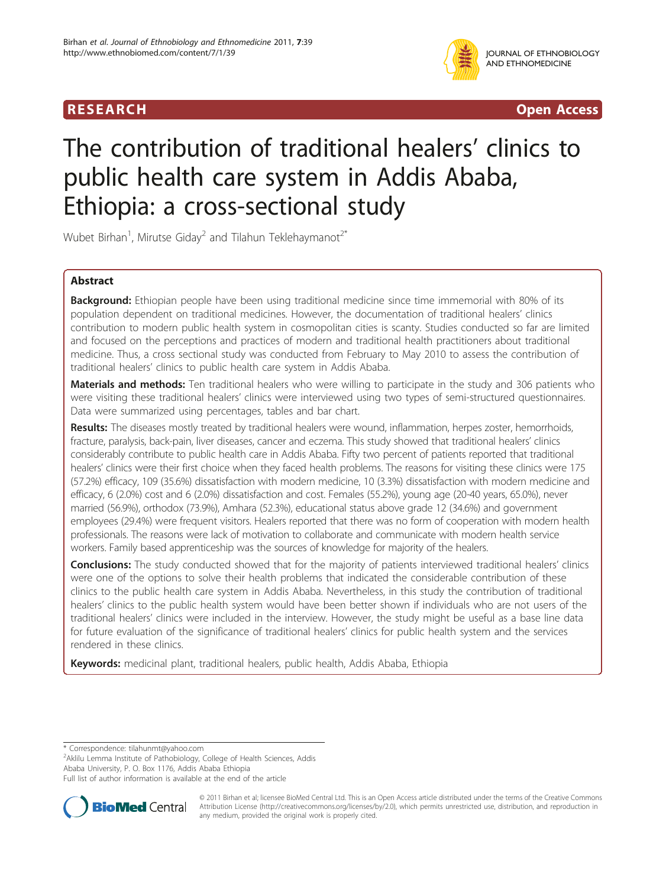RESEARCH Open Access

# The contribution of traditional healers' clinics to public health care system in Addis Ababa, Ethiopia: a cross-sectional study

Wubet Birhan[1], Mirutse Giday[2] and Tilahun Teklehaymanot[2*]

## Abstract

**Background:** Ethiopian people have been using traditional medicine since time immemorial with 80% of its population dependent on traditional medicines. However, the documentation of traditional healers' clinics contribution to modern public health system in cosmopolitan cities is scanty. Studies conducted so far are limited and focused on the perceptions and practices of modern and traditional health practitioners about traditional medicine. Thus, a cross sectional study was conducted from February to May 2010 to assess the contribution of traditional healers' clinics to public health care system in Addis Ababa.

**Materials and methods:** Ten traditional healers who were willing to participate in the study and 306 patients who were visiting these traditional healers' clinics were interviewed using two types of semi-structured questionnaires. Data were summarized using percentages, tables and bar chart.

**Results:** The diseases mostly treated by traditional healers were wound, inflammation, herpes zoster, hemorrhoids, fracture, paralysis, back-pain, liver diseases, cancer and eczema. This study showed that traditional healers' clinics considerably contribute to public health care in Addis Ababa. Fifty two percent of patients reported that traditional healers' clinics were their first choice when they faced health problems. The reasons for visiting these clinics were 175 (57.2%) efficacy, 109 (35.6%) dissatisfaction with modern medicine, 10 (3.3%) dissatisfaction with modern medicine and efficacy, 6 (2.0%) cost and 6 (2.0%) dissatisfaction and cost. Females (55.2%), young age (20-40 years, 65.0%), never married (56.9%), orthodox (73.9%), Amhara (52.3%), educational status above grade 12 (34.6%) and government employees (29.4%) were frequent visitors. Healers reported that there was no form of cooperation with modern health professionals. The reasons were lack of motivation to collaborate and communicate with modern health service workers. Family based apprenticeship was the sources of knowledge for majority of the healers.

**Conclusions:** The study conducted showed that for the majority of patients interviewed traditional healers' clinics were one of the options to solve their health problems that indicated the considerable contribution of these clinics to the public health care system in Addis Ababa. Nevertheless, in this study the contribution of traditional healers' clinics to the public health system would have been better shown if individuals who are not users of the traditional healers' clinics were included in the interview. However, the study might be useful as a base line data for future evaluation of the significance of traditional healers' clinics for public health system and the services rendered in these clinics.

**Keywords:** medicinal plant, traditional healers, public health, Addis Ababa, Ethiopia

---

\* Correspondence: tilahunmt@yahoo.com
[2]Aklilu Lemma Institute of Pathobiology, College of Health Sciences, Addis Ababa University, P. O. Box 1176, Addis Ababa Ethiopia
Full list of author information is available at the end of the article

© 2011 Birhan et al; licensee BioMed Central Ltd. This is an Open Access article distributed under the terms of the Creative Commons Attribution License (http://creativecommons.org/licenses/by/2.0), which permits unrestricted use, distribution, and reproduction in any medium, provided the original work is properly cited.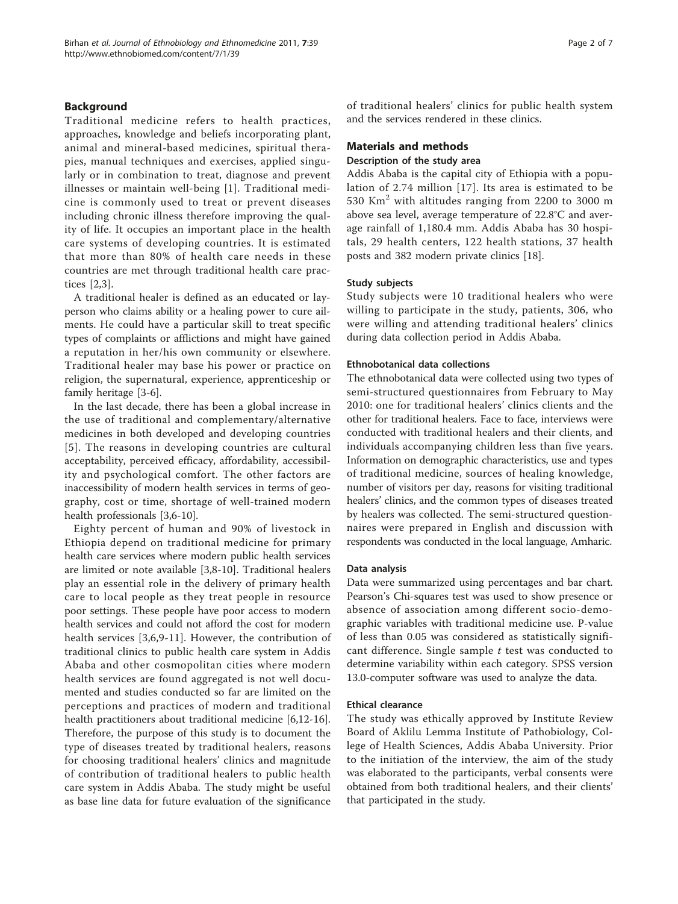## Background

Traditional medicine refers to health practices, approaches, knowledge and beliefs incorporating plant, animal and mineral-based medicines, spiritual therapies, manual techniques and exercises, applied singularly or in combination to treat, diagnose and prevent illnesses or maintain well-being [1]. Traditional medicine is commonly used to treat or prevent diseases including chronic illness therefore improving the quality of life. It occupies an important place in the health care systems of developing countries. It is estimated that more than 80% of health care needs in these countries are met through traditional health care practices [2,3].

A traditional healer is defined as an educated or layperson who claims ability or a healing power to cure ailments. He could have a particular skill to treat specific types of complaints or afflictions and might have gained a reputation in her/his own community or elsewhere. Traditional healer may base his power or practice on religion, the supernatural, experience, apprenticeship or family heritage [3-6].

In the last decade, there has been a global increase in the use of traditional and complementary/alternative medicines in both developed and developing countries [5]. The reasons in developing countries are cultural acceptability, perceived efficacy, affordability, accessibility and psychological comfort. The other factors are inaccessibility of modern health services in terms of geography, cost or time, shortage of well-trained modern health professionals [3,6-10].

Eighty percent of human and 90% of livestock in Ethiopia depend on traditional medicine for primary health care services where modern public health services are limited or note available [3,8-10]. Traditional healers play an essential role in the delivery of primary health care to local people as they treat people in resource poor settings. These people have poor access to modern health services and could not afford the cost for modern health services [3,6,9-11]. However, the contribution of traditional clinics to public health care system in Addis Ababa and other cosmopolitan cities where modern health services are found aggregated is not well documented and studies conducted so far are limited on the perceptions and practices of modern and traditional health practitioners about traditional medicine [6,12-16]. Therefore, the purpose of this study is to document the type of diseases treated by traditional healers, reasons for choosing traditional healers' clinics and magnitude of contribution of traditional healers to public health care system in Addis Ababa. The study might be useful as base line data for future evaluation of the significance of traditional healers' clinics for public health system and the services rendered in these clinics.

## Materials and methods

### Description of the study area

Addis Ababa is the capital city of Ethiopia with a population of 2.74 million [17]. Its area is estimated to be 530 $Km^2$ with altitudes ranging from 2200 to 3000 m above sea level, average temperature of 22.8°C and average rainfall of 1,180.4 mm. Addis Ababa has 30 hospitals, 29 health centers, 122 health stations, 37 health posts and 382 modern private clinics [18].

### Study subjects

Study subjects were 10 traditional healers who were willing to participate in the study, patients, 306, who were willing and attending traditional healers' clinics during data collection period in Addis Ababa.

### Ethnobotanical data collections

The ethnobotanical data were collected using two types of semi-structured questionnaires from February to May 2010: one for traditional healers' clinics clients and the other for traditional healers. Face to face, interviews were conducted with traditional healers and their clients, and individuals accompanying children less than five years. Information on demographic characteristics, use and types of traditional medicine, sources of healing knowledge, number of visitors per day, reasons for visiting traditional healers' clinics, and the common types of diseases treated by healers was collected. The semi-structured questionnaires were prepared in English and discussion with respondents was conducted in the local language, Amharic.

### Data analysis

Data were summarized using percentages and bar chart. Pearson's Chi-squares test was used to show presence or absence of association among different socio-demographic variables with traditional medicine use. P-value of less than 0.05 was considered as statistically significant difference. Single sample $t$ test was conducted to determine variability within each category. SPSS version 13.0-computer software was used to analyze the data.

### Ethical clearance

The study was ethically approved by Institute Review Board of Aklilu Lemma Institute of Pathobiology, College of Health Sciences, Addis Ababa University. Prior to the initiation of the interview, the aim of the study was elaborated to the participants, verbal consents were obtained from both traditional healers, and their clients' that participated in the study.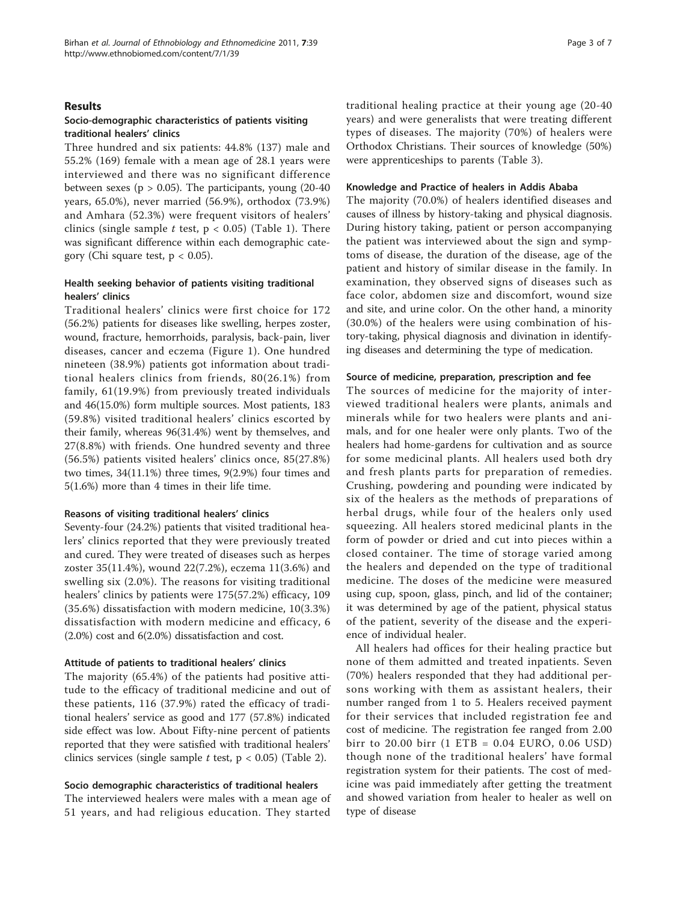## Results

### Socio-demographic characteristics of patients visiting traditional healers' clinics

Three hundred and six patients: 44.8% (137) male and 55.2% (169) female with a mean age of 28.1 years were interviewed and there was no significant difference between sexes ($p > 0.05$). The participants, young (20-40 years, 65.0%), never married (56.9%), orthodox (73.9%) and Amhara (52.3%) were frequent visitors of healers' clinics (single sample *t* test, $p < 0.05$) (Table 1). There was significant difference within each demographic category (Chi square test, $p < 0.05$).

### Health seeking behavior of patients visiting traditional healers' clinics

Traditional healers' clinics were first choice for 172 (56.2%) patients for diseases like swelling, herpes zoster, wound, fracture, hemorrhoids, paralysis, back-pain, liver diseases, cancer and eczema (Figure 1). One hundred nineteen (38.9%) patients got information about traditional healers clinics from friends, 80(26.1%) from family, 61(19.9%) from previously treated individuals and 46(15.0%) form multiple sources. Most patients, 183 (59.8%) visited traditional healers' clinics escorted by their family, whereas 96(31.4%) went by themselves, and 27(8.8%) with friends. One hundred seventy and three (56.5%) patients visited healers' clinics once, 85(27.8%) two times, 34(11.1%) three times, 9(2.9%) four times and 5(1.6%) more than 4 times in their life time.

### Reasons of visiting traditional healers' clinics

Seventy-four (24.2%) patients that visited traditional healers' clinics reported that they were previously treated and cured. They were treated of diseases such as herpes zoster 35(11.4%), wound 22(7.2%), eczema 11(3.6%) and swelling six (2.0%). The reasons for visiting traditional healers' clinics by patients were 175(57.2%) efficacy, 109 (35.6%) dissatisfaction with modern medicine, 10(3.3%) dissatisfaction with modern medicine and efficacy, 6 (2.0%) cost and 6(2.0%) dissatisfaction and cost.

### Attitude of patients to traditional healers' clinics

The majority (65.4%) of the patients had positive attitude to the efficacy of traditional medicine and out of these patients, 116 (37.9%) rated the efficacy of traditional healers' service as good and 177 (57.8%) indicated side effect was low. About Fifty-nine percent of patients reported that they were satisfied with traditional healers' clinics services (single sample *t* test, $p < 0.05$) (Table 2).

### Socio demographic characteristics of traditional healers

The interviewed healers were males with a mean age of 51 years, and had religious education. They started traditional healing practice at their young age (20-40 years) and were generalists that were treating different types of diseases. The majority (70%) of healers were Orthodox Christians. Their sources of knowledge (50%) were apprenticeships to parents (Table 3).

### Knowledge and Practice of healers in Addis Ababa

The majority (70.0%) of healers identified diseases and causes of illness by history-taking and physical diagnosis. During history taking, patient or person accompanying the patient was interviewed about the sign and symptoms of disease, the duration of the disease, age of the patient and history of similar disease in the family. In examination, they observed signs of diseases such as face color, abdomen size and discomfort, wound size and site, and urine color. On the other hand, a minority (30.0%) of the healers were using combination of history-taking, physical diagnosis and divination in identifying diseases and determining the type of medication.

### Source of medicine, preparation, prescription and fee

The sources of medicine for the majority of interviewed traditional healers were plants, animals and minerals while for two healers were plants and animals, and for one healer were only plants. Two of the healers had home-gardens for cultivation and as source for some medicinal plants. All healers used both dry and fresh plants parts for preparation of remedies. Crushing, powdering and pounding were indicated by six of the healers as the methods of preparations of herbal drugs, while four of the healers only used squeezing. All healers stored medicinal plants in the form of powder or dried and cut into pieces within a closed container. The time of storage varied among the healers and depended on the type of traditional medicine. The doses of the medicine were measured using cup, spoon, glass, pinch, and lid of the container; it was determined by age of the patient, physical status of the patient, severity of the disease and the experience of individual healer.

All healers had offices for their healing practice but none of them admitted and treated inpatients. Seven (70%) healers responded that they had additional persons working with them as assistant healers, their number ranged from 1 to 5. Healers received payment for their services that included registration fee and cost of medicine. The registration fee ranged from 2.00 birr to 20.00 birr (1 ETB = 0.04 EURO, 0.06 USD) though none of the traditional healers' have formal registration system for their patients. The cost of medicine was paid immediately after getting the treatment and showed variation from healer to healer as well on type of disease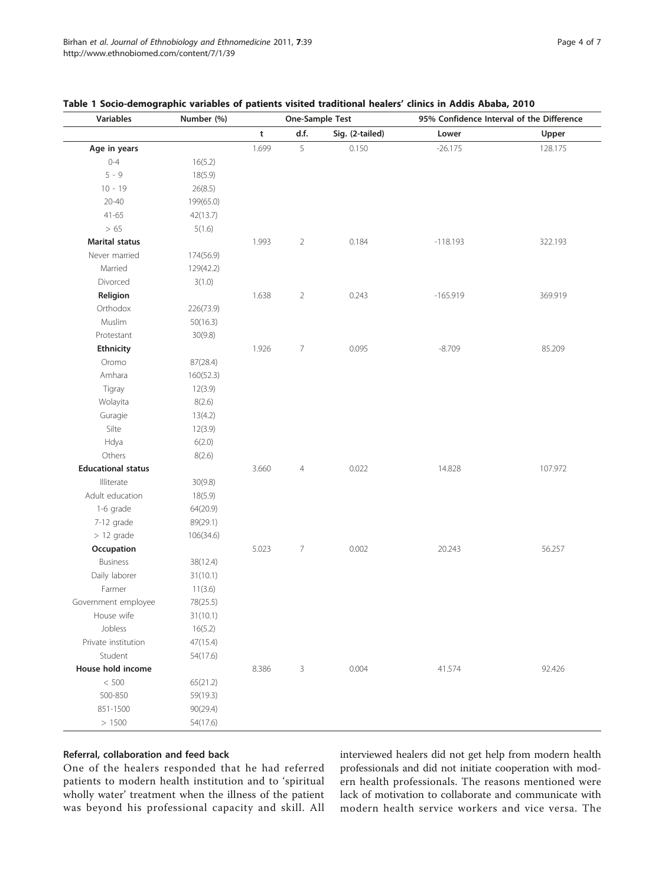**Table 1 Socio-demographic variables of patients visited traditional healers' clinics in Addis Ababa, 2010**

| Variables | Number (%) | One-Sample Test | | | 95% Confidence Interval of the Difference | |
|---|---|---|---|---|---|---|
| | | t | d.f. | Sig. (2-tailed) | Lower | Upper |
| **Age in years** | | 1.699 | 5 | 0.150 | -26.175 | 128.175 |
| 0-4 | 16(5.2) | | | | | |
| 5 - 9 | 18(5.9) | | | | | |
| 10 - 19 | 26(8.5) | | | | | |
| 20-40 | 199(65.0) | | | | | |
| 41-65 | 42(13.7) | | | | | |
| > 65 | 5(1.6) | | | | | |
| **Marital status** | | 1.993 | 2 | 0.184 | -118.193 | 322.193 |
| Never married | 174(56.9) | | | | | |
| Married | 129(42.2) | | | | | |
| Divorced | 3(1.0) | | | | | |
| **Religion** | | 1.638 | 2 | 0.243 | -165.919 | 369.919 |
| Orthodox | 226(73.9) | | | | | |
| Muslim | 50(16.3) | | | | | |
| Protestant | 30(9.8) | | | | | |
| **Ethnicity** | | 1.926 | 7 | 0.095 | -8.709 | 85.209 |
| Oromo | 87(28.4) | | | | | |
| Amhara | 160(52.3) | | | | | |
| Tigray | 12(3.9) | | | | | |
| Wolayita | 8(2.6) | | | | | |
| Guragie | 13(4.2) | | | | | |
| Silte | 12(3.9) | | | | | |
| Hdya | 6(2.0) | | | | | |
| Others | 8(2.6) | | | | | |
| **Educational status** | | 3.660 | 4 | 0.022 | 14.828 | 107.972 |
| Illiterate | 30(9.8) | | | | | |
| Adult education | 18(5.9) | | | | | |
| 1-6 grade | 64(20.9) | | | | | |
| 7-12 grade | 89(29.1) | | | | | |
| > 12 grade | 106(34.6) | | | | | |
| **Occupation** | | 5.023 | 7 | 0.002 | 20.243 | 56.257 |
| Business | 38(12.4) | | | | | |
| Daily laborer | 31(10.1) | | | | | |
| Farmer | 11(3.6) | | | | | |
| Government employee | 78(25.5) | | | | | |
| House wife | 31(10.1) | | | | | |
| Jobless | 16(5.2) | | | | | |
| Private institution | 47(15.4) | | | | | |
| Student | 54(17.6) | | | | | |
| **House hold income** | | 8.386 | 3 | 0.004 | 41.574 | 92.426 |
| < 500 | 65(21.2) | | | | | |
| 500-850 | 59(19.3) | | | | | |
| 851-1500 | 90(29.4) | | | | | |
| > 1500 | 54(17.6) | | | | | |

### Referral, collaboration and feed back

One of the healers responded that he had referred patients to modern health institution and to 'spiritual wholly water' treatment when the illness of the patient was beyond his professional capacity and skill. All interviewed healers did not get help from modern health professionals and did not initiate cooperation with modern health professionals. The reasons mentioned were lack of motivation to collaborate and communicate with modern health service workers and vice versa. The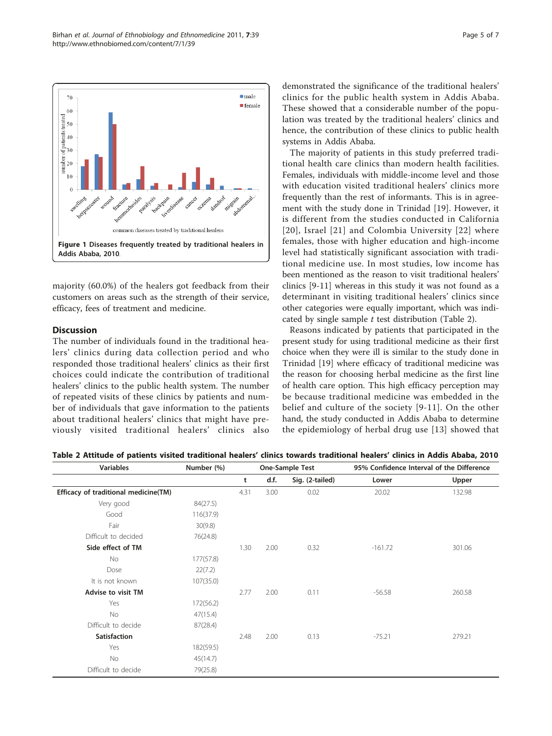Figure 1 Diseases frequently treated by traditional healers in Addis Ababa, 2010.

majority (60.0%) of the healers got feedback from their customers on areas such as the strength of their service, efficacy, fees of treatment and medicine.

## Discussion

The number of individuals found in the traditional healers' clinics during data collection period and who responded those traditional healers' clinics as their first choices could indicate the contribution of traditional healers' clinics to the public health system. The number of repeated visits of these clinics by patients and number of individuals that gave information to the patients about traditional healers' clinics that might have previously visited traditional healers' clinics also demonstrated the significance of the traditional healers' clinics for the public health system in Addis Ababa. These showed that a considerable number of the population was treated by the traditional healers' clinics and hence, the contribution of these clinics to public health systems in Addis Ababa.

The majority of patients in this study preferred traditional health care clinics than modern health facilities. Females, individuals with middle-income level and those with education visited traditional healers' clinics more frequently than the rest of informants. This is in agreement with the study done in Trinidad [19]. However, it is different from the studies conducted in California [20], Israel [21] and Colombia University [22] where females, those with higher education and high-income level had statistically significant association with traditional medicine use. In most studies, low income has been mentioned as the reason to visit traditional healers' clinics [9-11] whereas in this study it was not found as a determinant in visiting traditional healers' clinics since other categories were equally important, which was indicated by single sample *t* test distribution (Table 2).

Reasons indicated by patients that participated in the present study for using traditional medicine as their first choice when they were ill is similar to the study done in Trinidad [19] where efficacy of traditional medicine was the reason for choosing herbal medicine as the first line of health care option. This high efficacy perception may be because traditional medicine was embedded in the belief and culture of the society [9-11]. On the other hand, the study conducted in Addis Ababa to determine the epidemiology of herbal drug use [13] showed that

**Table 2 Attitude of patients visited traditional healers' clinics towards traditional healers' clinics in Addis Ababa, 2010**

| Variables | Number (%) | One-Sample Test | | | 95% Confidence Interval of the Difference | |
|---|---|---|---|---|---|---|
| | | t | d.f. | Sig. (2-tailed) | Lower | Upper |
| **Efficacy of traditional medicine(TM)** | | 4.31 | 3.00 | 0.02 | 20.02 | 132.98 |
| Very good | 84(27.5) | | | | | |
| Good | 116(37.9) | | | | | |
| Fair | 30(9.8) | | | | | |
| Difficult to decided | 76(24.8) | | | | | |
| **Side effect of TM** | | 1.30 | 2.00 | 0.32 | -161.72 | 301.06 |
| No | 177(57.8) | | | | | |
| Dose | 22(7.2) | | | | | |
| It is not known | 107(35.0) | | | | | |
| **Advise to visit TM** | | 2.77 | 2.00 | 0.11 | -56.58 | 260.58 |
| Yes | 172(56.2) | | | | | |
| No | 47(15.4) | | | | | |
| Difficult to decide | 87(28.4) | | | | | |
| **Satisfaction** | | 2.48 | 2.00 | 0.13 | -75.21 | 279.21 |
| Yes | 182(59.5) | | | | | |
| No | 45(14.7) | | | | | |
| Difficult to decide | 79(25.8) | | | | | |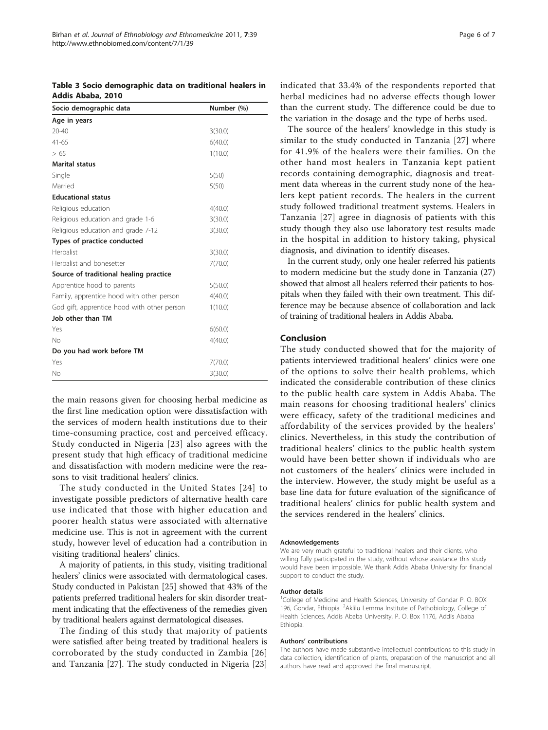**Table 3 Socio demographic data on traditional healers in Addis Ababa, 2010**

| Socio demographic data | Number (%) |
|---|---|
| **Age in years** | |
| 20-40 | 3(30.0) |
| 41-65 | 6(40.0) |
| > 65 | 1(10.0) |
| **Marital status** | |
| Single | 5(50) |
| Married | 5(50) |
| **Educational status** | |
| Religious education | 4(40.0) |
| Religious education and grade 1-6 | 3(30.0) |
| Religious education and grade 7-12 | 3(30.0) |
| **Types of practice conducted** | |
| Herbalist | 3(30.0) |
| Herbalist and bonesetter | 7(70.0) |
| **Source of traditional healing practice** | |
| Apprentice hood to parents | 5(50.0) |
| Family, apprentice hood with other person | 4(40.0) |
| God gift, apprentice hood with other person | 1(10.0) |
| **Job other than TM** | |
| Yes | 6(60.0) |
| No | 4(40.0) |
| **Do you had work before TM** | |
| Yes | 7(70.0) |
| No | 3(30.0) |

the main reasons given for choosing herbal medicine as the first line medication option were dissatisfaction with the services of modern health institutions due to their time-consuming practice, cost and perceived efficacy. Study conducted in Nigeria [23] also agrees with the present study that high efficacy of traditional medicine and dissatisfaction with modern medicine were the reasons to visit traditional healers' clinics.

The study conducted in the United States [24] to investigate possible predictors of alternative health care use indicated that those with higher education and poorer health status were associated with alternative medicine use. This is not in agreement with the current study, however level of education had a contribution in visiting traditional healers' clinics.

A majority of patients, in this study, visiting traditional healers' clinics were associated with dermatological cases. Study conducted in Pakistan [25] showed that 43% of the patients preferred traditional healers for skin disorder treatment indicating that the effectiveness of the remedies given by traditional healers against dermatological diseases.

The finding of this study that majority of patients were satisfied after being treated by traditional healers is corroborated by the study conducted in Zambia [26] and Tanzania [27]. The study conducted in Nigeria [23] indicated that 33.4% of the respondents reported that herbal medicines had no adverse effects though lower than the current study. The difference could be due to the variation in the dosage and the type of herbs used.

The source of the healers' knowledge in this study is similar to the study conducted in Tanzania [27] where for 41.9% of the healers were their families. On the other hand most healers in Tanzania kept patient records containing demographic, diagnosis and treatment data whereas in the current study none of the healers kept patient records. The healers in the current study followed traditional treatment systems. Healers in Tanzania [27] agree in diagnosis of patients with this study though they also use laboratory test results made in the hospital in addition to history taking, physical diagnosis, and divination to identify diseases.

In the current study, only one healer referred his patients to modern medicine but the study done in Tanzania (27) showed that almost all healers referred their patients to hospitals when they failed with their own treatment. This difference may be because absence of collaboration and lack of training of traditional healers in Addis Ababa.

## Conclusion

The study conducted showed that for the majority of patients interviewed traditional healers' clinics were one of the options to solve their health problems, which indicated the considerable contribution of these clinics to the public health care system in Addis Ababa. The main reasons for choosing traditional healers' clinics were efficacy, safety of the traditional medicines and affordability of the services provided by the healers' clinics. Nevertheless, in this study the contribution of traditional healers' clinics to the public health system would have been better shown if individuals who are not customers of the healers' clinics were included in the interview. However, the study might be useful as a base line data for future evaluation of the significance of traditional healers' clinics for public health system and the services rendered in the healers' clinics.

#### Acknowledgements

We are very much grateful to traditional healers and their clients, who willing fully participated in the study, without whose assistance this study would have been impossible. We thank Addis Ababa University for financial support to conduct the study.

#### Author details

[1]College of Medicine and Health Sciences, University of Gondar P. O. BOX 196, Gondar, Ethiopia. [2]Aklilu Lemma Institute of Pathobiology, College of Health Sciences, Addis Ababa University, P. O. Box 1176, Addis Ababa Ethiopia.

#### Authors' contributions

The authors have made substantive intellectual contributions to this study in data collection, identification of plants, preparation of the manuscript and all authors have read and approved the final manuscript.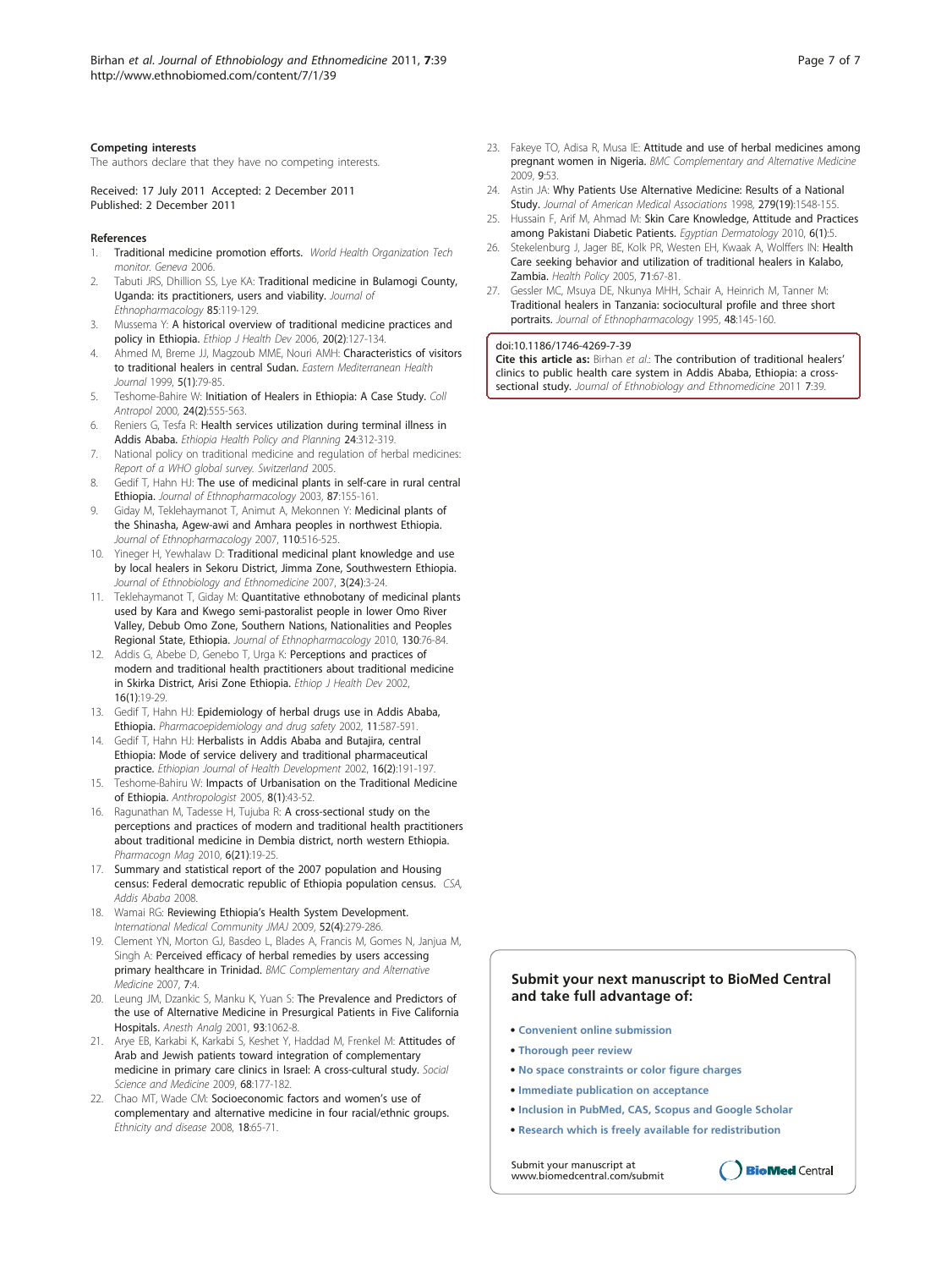### Competing interests

The authors declare that they have no competing interests.

Received: 17 July 2011 Accepted: 2 December 2011
Published: 2 December 2011

### References

1. Traditional medicine promotion efforts. *World Health Organization Tech monitor. Geneva* 2006.
2. Tabuti JRS, Dhillion SS, Lye KA: Traditional medicine in Bulamogi County, Uganda: its practitioners, users and viability. *Journal of Ethnopharmacology* 85:119-129.
3. Mussema Y: A historical overview of traditional medicine practices and policy in Ethiopia. *Ethiop J Health Dev* 2006, 20(2):127-134.
4. Ahmed M, Breme JJ, Magzoub MME, Nouri AMH: Characteristics of visitors to traditional healers in central Sudan. *Eastern Mediterranean Health Journal* 1999, 5(1):79-85.
5. Teshome-Bahire W: Initiation of Healers in Ethiopia: A Case Study. *Coll Antropol* 2000, 24(2):555-563.
6. Reniers G, Tesfa R: Health services utilization during terminal illness in Addis Ababa. *Ethiopia Health Policy and Planning* 24:312-319.
7. National policy on traditional medicine and regulation of herbal medicines: *Report of a WHO global survey. Switzerland* 2005.
8. Gedif T, Hahn HJ: The use of medicinal plants in self-care in rural central Ethiopia. *Journal of Ethnopharmacology* 2003, 87:155-161.
9. Giday M, Teklehaymanot T, Animut A, Mekonnen Y: Medicinal plants of the Shinasha, Agew-awi and Amhara peoples in northwest Ethiopia. *Journal of Ethnopharmacology* 2007, 110:516-525.
10. Yineger H, Yewhalaw D: Traditional medicinal plant knowledge and use by local healers in Sekoru District, Jimma Zone, Southwestern Ethiopia. *Journal of Ethnobiology and Ethnomedicine* 2007, 3(24):3-24.
11. Teklehaymanot T, Giday M: Quantitative ethnobotany of medicinal plants used by Kara and Kwego semi-pastoralist people in lower Omo River Valley, Debub Omo Zone, Southern Nations, Nationalities and Peoples Regional State, Ethiopia. *Journal of Ethnopharmacology* 2010, 130:76-84.
12. Addis G, Abebe D, Genebo T, Urga K: Perceptions and practices of modern and traditional health practitioners about traditional medicine in Skirka District, Arisi Zone Ethiopia. *Ethiop J Health Dev* 2002, 16(1):19-29.
13. Gedif T, Hahn HJ: Epidemiology of herbal drugs use in Addis Ababa, Ethiopia. *Pharmacoepidemiology and drug safety* 2002, 11:587-591.
14. Gedif T, Hahn HJ: Herbalists in Addis Ababa and Butajira, central Ethiopia: Mode of service delivery and traditional pharmaceutical practice. *Ethiopian Journal of Health Development* 2002, 16(2):191-197.
15. Teshome-Bahiru W: Impacts of Urbanisation on the Traditional Medicine of Ethiopia. *Anthropologist* 2005, 8(1):43-52.
16. Ragunathan M, Tadesse H, Tujuba R: A cross-sectional study on the perceptions and practices of modern and traditional health practitioners about traditional medicine in Dembia district, north western Ethiopia. *Pharmacogn Mag* 2010, 6(21):19-25.
17. Summary and statistical report of the 2007 population and Housing census: Federal democratic republic of Ethiopia population census. *CSA, Addis Ababa* 2008.
18. Wamai RG: Reviewing Ethiopia's Health System Development. *International Medical Community JMAJ* 2009, 52(4):279-286.
19. Clement YN, Morton GJ, Basdeo L, Blades A, Francis M, Gomes N, Janjua M, Singh A: Perceived efficacy of herbal remedies by users accessing primary healthcare in Trinidad. *BMC Complementary and Alternative Medicine* 2007, 7:4.
20. Leung JM, Dzankic S, Manku K, Yuan S: The Prevalence and Predictors of the use of Alternative Medicine in Presurgical Patients in Five California Hospitals. *Anesth Analg* 2001, 93:1062-8.
21. Arye EB, Karkabi K, Karkabi S, Keshet Y, Haddad M, Frenkel M: Attitudes of Arab and Jewish patients toward integration of complementary medicine in primary care clinics in Israel: A cross-cultural study. *Social Science and Medicine* 2009, 68:177-182.
22. Chao MT, Wade CM: Socioeconomic factors and women's use of complementary and alternative medicine in four racial/ethnic groups. *Ethnicity and disease* 2008, 18:65-71.
23. Fakeye TO, Adisa R, Musa IE: Attitude and use of herbal medicines among pregnant women in Nigeria. *BMC Complementary and Alternative Medicine* 2009, 9:53.
24. Astin JA: Why Patients Use Alternative Medicine: Results of a National Study. *Journal of American Medical Associations* 1998, 279(19):1548-155.
25. Hussain F, Arif M, Ahmad M: Skin Care Knowledge, Attitude and Practices among Pakistani Diabetic Patients. *Egyptian Dermatology* 2010, 6(1):5.
26. Stekelenburg J, Jager BE, Kolk PR, Westen EH, Kwaak A, Wolffers IN: Health Care seeking behavior and utilization of traditional healers in Kalabo, Zambia. *Health Policy* 2005, 71:67-81.
27. Gessler MC, Msuya DE, Nkunya MHH, Schair A, Heinrich M, Tanner M: Traditional healers in Tanzania: sociocultural profile and three short portraits. *Journal of Ethnopharmacology* 1995, 48:145-160.

doi:10.1186/1746-4269-7-39

**Cite this article as:** Birhan *et al.*: The contribution of traditional healers' clinics to public health care system in Addis Ababa, Ethiopia: a cross-sectional study. *Journal of Ethnobiology and Ethnomedicine* 2011 7:39.

**Submit your next manuscript to BioMed Central and take full advantage of:**

- Convenient online submission
- Thorough peer review
- No space constraints or color figure charges
- Immediate publication on acceptance
- Inclusion in PubMed, CAS, Scopus and Google Scholar
- Research which is freely available for redistribution

Submit your manuscript at
www.biomedcentral.com/submit

BioMed Central